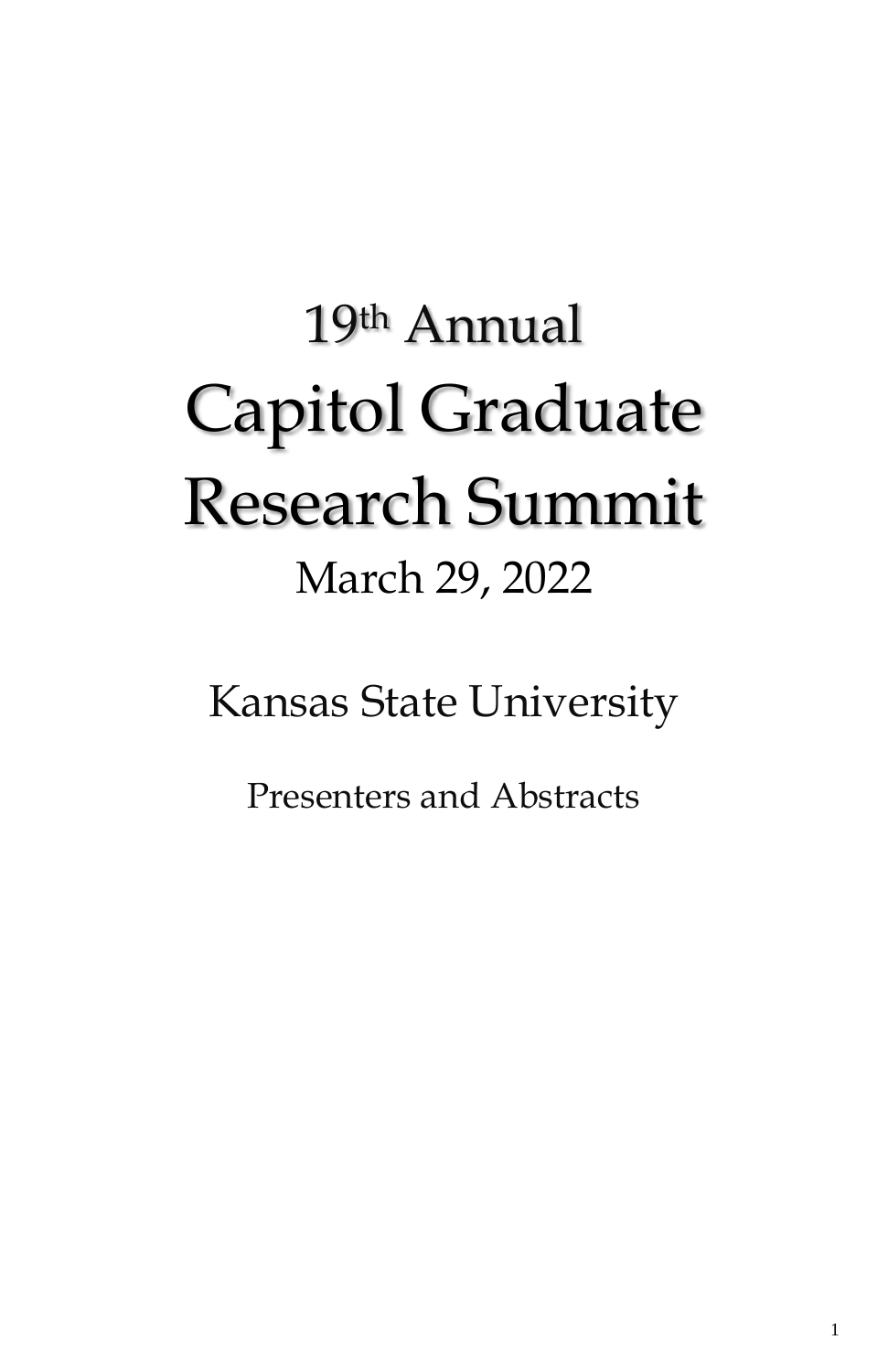# 19th Annual Capitol Graduate Research Summit

March 29, 2022

Kansas State University

Presenters and Abstracts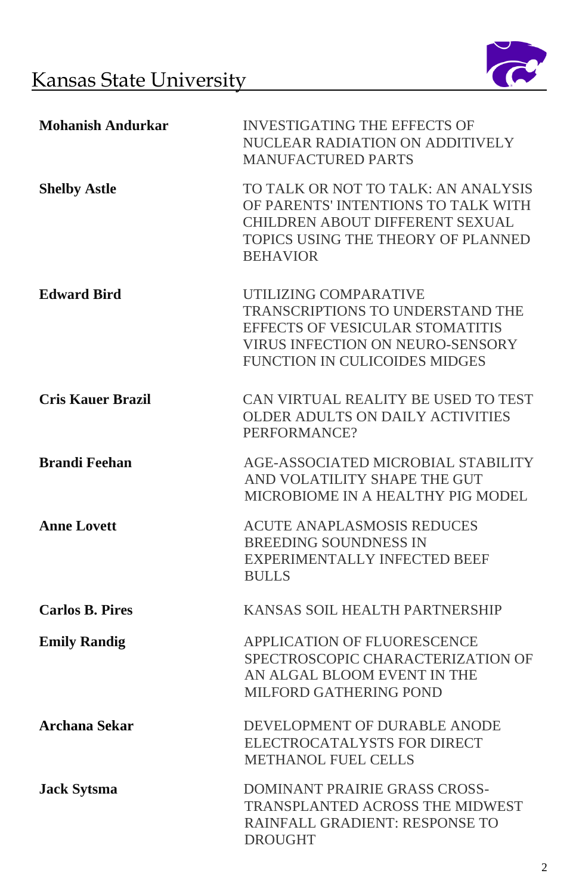# Kansas State University

| | |
|---|---|
| **Mohanish Andurkar** | INVESTIGATING THE EFFECTS OF NUCLEAR RADIATION ON ADDITIVELY MANUFACTURED PARTS |
| **Shelby Astle** | TO TALK OR NOT TO TALK: AN ANALYSIS OF PARENTS' INTENTIONS TO TALK WITH CHILDREN ABOUT DIFFERENT SEXUAL TOPICS USING THE THEORY OF PLANNED BEHAVIOR |
| **Edward Bird** | UTILIZING COMPARATIVE TRANSCRIPTIONS TO UNDERSTAND THE EFFECTS OF VESICULAR STOMATITIS VIRUS INFECTION ON NEURO-SENSORY FUNCTION IN CULICOIDES MIDGES |
| **Cris Kauer Brazil** | CAN VIRTUAL REALITY BE USED TO TEST OLDER ADULTS ON DAILY ACTIVITIES PERFORMANCE? |
| **Brandi Feehan** | AGE-ASSOCIATED MICROBIAL STABILITY AND VOLATILITY SHAPE THE GUT MICROBIOME IN A HEALTHY PIG MODEL |
| **Anne Lovett** | ACUTE ANAPLASMOSIS REDUCES BREEDING SOUNDNESS IN EXPERIMENTALLY INFECTED BEEF BULLS |
| **Carlos B. Pires** | KANSAS SOIL HEALTH PARTNERSHIP |
| **Emily Randig** | APPLICATION OF FLUORESCENCE SPECTROSCOPIC CHARACTERIZATION OF AN ALGAL BLOOM EVENT IN THE MILFORD GATHERING POND |
| **Archana Sekar** | DEVELOPMENT OF DURABLE ANODE ELECTROCATALYSTS FOR DIRECT METHANOL FUEL CELLS |
| **Jack Sytsma** | DOMINANT PRAIRIE GRASS CROSS-TRANSPLANTED ACROSS THE MIDWEST RAINFALL GRADIENT: RESPONSE TO DROUGHT |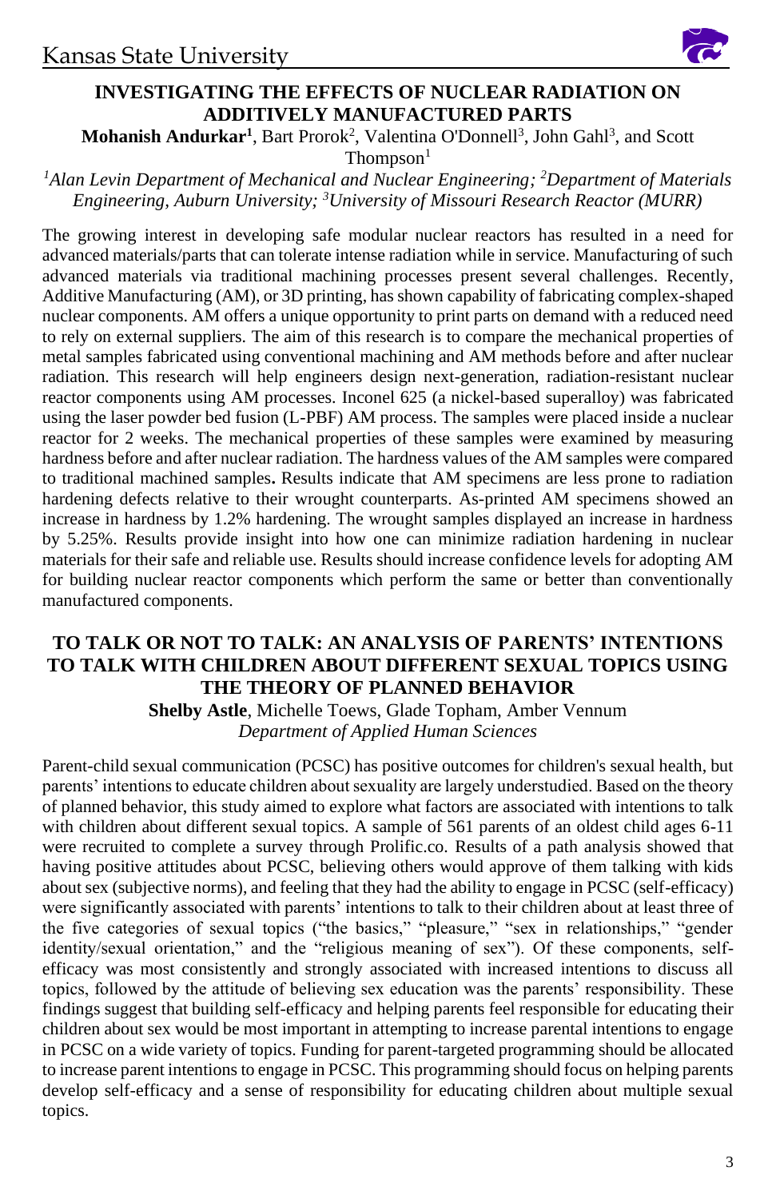## INVESTIGATING THE EFFECTS OF NUCLEAR RADIATION ON ADDITIVELY MANUFACTURED PARTS

**Mohanish Andurkar**[1], Bart Prorok[2], Valentina O'Donnell[3], John Gahl[3], and Scott Thompson[1]

*[1]Alan Levin Department of Mechanical and Nuclear Engineering; [2]Department of Materials Engineering, Auburn University; [3]University of Missouri Research Reactor (MURR)*

The growing interest in developing safe modular nuclear reactors has resulted in a need for advanced materials/parts that can tolerate intense radiation while in service. Manufacturing of such advanced materials via traditional machining processes present several challenges. Recently, Additive Manufacturing (AM), or 3D printing, has shown capability of fabricating complex-shaped nuclear components. AM offers a unique opportunity to print parts on demand with a reduced need to rely on external suppliers. The aim of this research is to compare the mechanical properties of metal samples fabricated using conventional machining and AM methods before and after nuclear radiation. This research will help engineers design next-generation, radiation-resistant nuclear reactor components using AM processes. Inconel 625 (a nickel-based superalloy) was fabricated using the laser powder bed fusion (L-PBF) AM process. The samples were placed inside a nuclear reactor for 2 weeks. The mechanical properties of these samples were examined by measuring hardness before and after nuclear radiation. The hardness values of the AM samples were compared to traditional machined samples**.** Results indicate that AM specimens are less prone to radiation hardening defects relative to their wrought counterparts. As-printed AM specimens showed an increase in hardness by 1.2% hardening. The wrought samples displayed an increase in hardness by 5.25%. Results provide insight into how one can minimize radiation hardening in nuclear materials for their safe and reliable use. Results should increase confidence levels for adopting AM for building nuclear reactor components which perform the same or better than conventionally manufactured components.

## TO TALK OR NOT TO TALK: AN ANALYSIS OF PARENTS' INTENTIONS TO TALK WITH CHILDREN ABOUT DIFFERENT SEXUAL TOPICS USING THE THEORY OF PLANNED BEHAVIOR

**Shelby Astle**, Michelle Toews, Glade Topham, Amber Vennum

*Department of Applied Human Sciences*

Parent-child sexual communication (PCSC) has positive outcomes for children's sexual health, but parents' intentions to educate children about sexuality are largely understudied. Based on the theory of planned behavior, this study aimed to explore what factors are associated with intentions to talk with children about different sexual topics. A sample of 561 parents of an oldest child ages 6-11 were recruited to complete a survey through Prolific.co. Results of a path analysis showed that having positive attitudes about PCSC, believing others would approve of them talking with kids about sex (subjective norms), and feeling that they had the ability to engage in PCSC (self-efficacy) were significantly associated with parents' intentions to talk to their children about at least three of the five categories of sexual topics ("the basics," "pleasure," "sex in relationships," "gender identity/sexual orientation," and the "religious meaning of sex"). Of these components, self-efficacy was most consistently and strongly associated with increased intentions to discuss all topics, followed by the attitude of believing sex education was the parents' responsibility. These findings suggest that building self-efficacy and helping parents feel responsible for educating their children about sex would be most important in attempting to increase parental intentions to engage in PCSC on a wide variety of topics. Funding for parent-targeted programming should be allocated to increase parent intentions to engage in PCSC. This programming should focus on helping parents develop self-efficacy and a sense of responsibility for educating children about multiple sexual topics.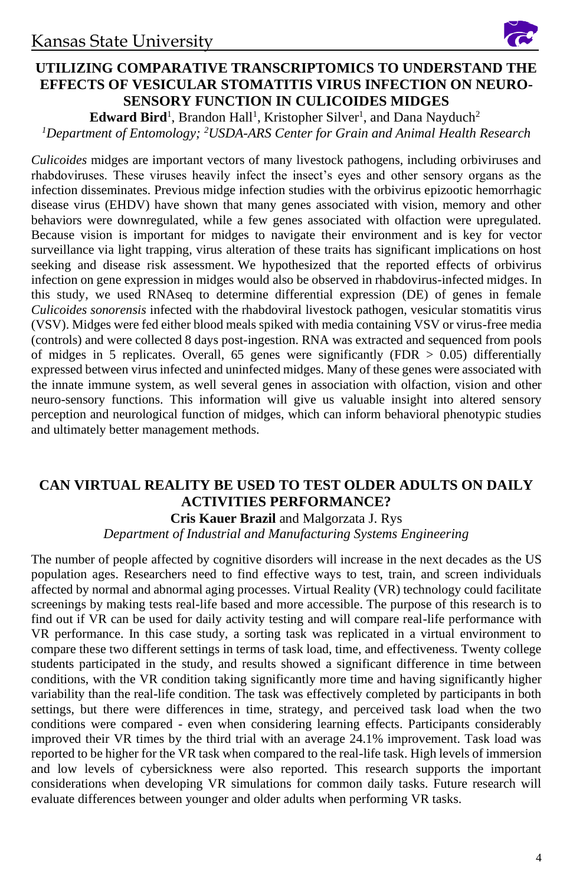## UTILIZING COMPARATIVE TRANSCRIPTOMICS TO UNDERSTAND THE EFFECTS OF VESICULAR STOMATITIS VIRUS INFECTION ON NEURO-SENSORY FUNCTION IN CULICOIDES MIDGES

**Edward Bird**[1], Brandon Hall[1], Kristopher Silver[1], and Dana Nayduch[2]

*[1]Department of Entomology; [2]USDA-ARS Center for Grain and Animal Health Research*

*Culicoides* midges are important vectors of many livestock pathogens, including orbiviruses and rhabdoviruses. These viruses heavily infect the insect's eyes and other sensory organs as the infection disseminates. Previous midge infection studies with the orbivirus epizootic hemorrhagic disease virus (EHDV) have shown that many genes associated with vision, memory and other behaviors were downregulated, while a few genes associated with olfaction were upregulated. Because vision is important for midges to navigate their environment and is key for vector surveillance via light trapping, virus alteration of these traits has significant implications on host seeking and disease risk assessment. We hypothesized that the reported effects of orbivirus infection on gene expression in midges would also be observed in rhabdovirus-infected midges. In this study, we used RNAseq to determine differential expression (DE) of genes in female *Culicoides sonorensis* infected with the rhabdoviral livestock pathogen, vesicular stomatitis virus (VSV). Midges were fed either blood meals spiked with media containing VSV or virus-free media (controls) and were collected 8 days post-ingestion. RNA was extracted and sequenced from pools of midges in 5 replicates. Overall, 65 genes were significantly (FDR > 0.05) differentially expressed between virus infected and uninfected midges. Many of these genes were associated with the innate immune system, as well several genes in association with olfaction, vision and other neuro-sensory functions. This information will give us valuable insight into altered sensory perception and neurological function of midges, which can inform behavioral phenotypic studies and ultimately better management methods.

## CAN VIRTUAL REALITY BE USED TO TEST OLDER ADULTS ON DAILY ACTIVITIES PERFORMANCE?

**Cris Kauer Brazil** and Malgorzata J. Rys

*Department of Industrial and Manufacturing Systems Engineering*

The number of people affected by cognitive disorders will increase in the next decades as the US population ages. Researchers need to find effective ways to test, train, and screen individuals affected by normal and abnormal aging processes. Virtual Reality (VR) technology could facilitate screenings by making tests real-life based and more accessible. The purpose of this research is to find out if VR can be used for daily activity testing and will compare real-life performance with VR performance. In this case study, a sorting task was replicated in a virtual environment to compare these two different settings in terms of task load, time, and effectiveness. Twenty college students participated in the study, and results showed a significant difference in time between conditions, with the VR condition taking significantly more time and having significantly higher variability than the real-life condition. The task was effectively completed by participants in both settings, but there were differences in time, strategy, and perceived task load when the two conditions were compared - even when considering learning effects. Participants considerably improved their VR times by the third trial with an average 24.1% improvement. Task load was reported to be higher for the VR task when compared to the real-life task. High levels of immersion and low levels of cybersickness were also reported. This research supports the important considerations when developing VR simulations for common daily tasks. Future research will evaluate differences between younger and older adults when performing VR tasks.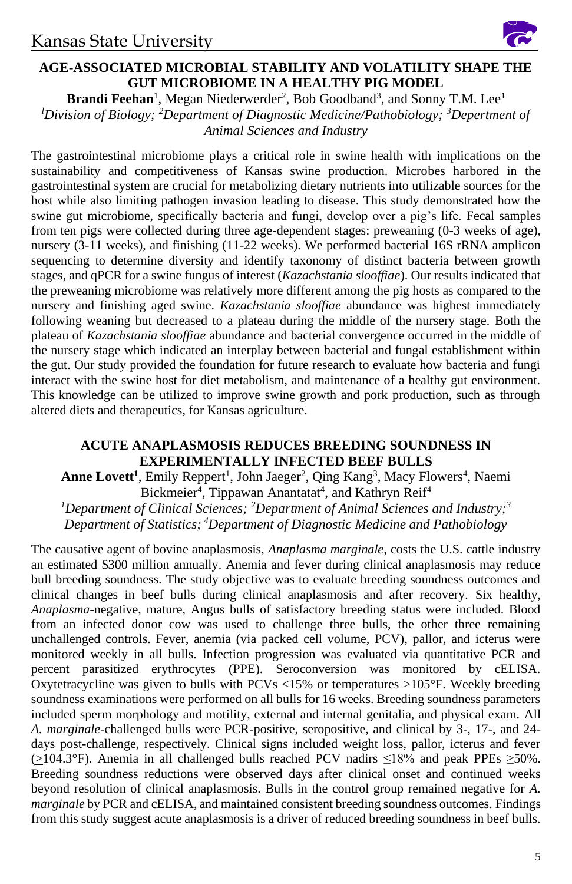## AGE-ASSOCIATED MICROBIAL STABILITY AND VOLATILITY SHAPE THE GUT MICROBIOME IN A HEALTHY PIG MODEL

**Brandi Feehan**[1], Megan Niederwerder[2], Bob Goodband[3], and Sonny T.M. Lee[1]

*[1]Division of Biology; [2]Department of Diagnostic Medicine/Pathobiology; [3]Depertment of Animal Sciences and Industry*

The gastrointestinal microbiome plays a critical role in swine health with implications on the sustainability and competitiveness of Kansas swine production. Microbes harbored in the gastrointestinal system are crucial for metabolizing dietary nutrients into utilizable sources for the host while also limiting pathogen invasion leading to disease. This study demonstrated how the swine gut microbiome, specifically bacteria and fungi, develop over a pig's life. Fecal samples from ten pigs were collected during three age-dependent stages: preweaning (0-3 weeks of age), nursery (3-11 weeks), and finishing (11-22 weeks). We performed bacterial 16S rRNA amplicon sequencing to determine diversity and identify taxonomy of distinct bacteria between growth stages, and qPCR for a swine fungus of interest (*Kazachstania slooffiae*). Our results indicated that the preweaning microbiome was relatively more different among the pig hosts as compared to the nursery and finishing aged swine. *Kazachstania slooffiae* abundance was highest immediately following weaning but decreased to a plateau during the middle of the nursery stage. Both the plateau of *Kazachstania slooffiae* abundance and bacterial convergence occurred in the middle of the nursery stage which indicated an interplay between bacterial and fungal establishment within the gut. Our study provided the foundation for future research to evaluate how bacteria and fungi interact with the swine host for diet metabolism, and maintenance of a healthy gut environment. This knowledge can be utilized to improve swine growth and pork production, such as through altered diets and therapeutics, for Kansas agriculture.

## ACUTE ANAPLASMOSIS REDUCES BREEDING SOUNDNESS IN EXPERIMENTALLY INFECTED BEEF BULLS

**Anne Lovett**[1], Emily Reppert[1], John Jaeger[2], Qing Kang[3], Macy Flowers[4], Naemi Bickmeier[4], Tippawan Anantatat[4], and Kathryn Reif[4]

*[1]Department of Clinical Sciences; [2]Department of Animal Sciences and Industry; [3]Department of Statistics; [4]Department of Diagnostic Medicine and Pathobiology*

The causative agent of bovine anaplasmosis, *Anaplasma marginale*, costs the U.S. cattle industry an estimated $300 million annually. Anemia and fever during clinical anaplasmosis may reduce bull breeding soundness. The study objective was to evaluate breeding soundness outcomes and clinical changes in beef bulls during clinical anaplasmosis and after recovery. Six healthy, *Anaplasma*-negative, mature, Angus bulls of satisfactory breeding status were included. Blood from an infected donor cow was used to challenge three bulls, the other three remaining unchallenged controls. Fever, anemia (via packed cell volume, PCV), pallor, and icterus were monitored weekly in all bulls. Infection progression was evaluated via quantitative PCR and percent parasitized erythrocytes (PPE). Seroconversion was monitored by cELISA. Oxytetracycline was given to bulls with PCVs <15% or temperatures >105°F. Weekly breeding soundness examinations were performed on all bulls for 16 weeks. Breeding soundness parameters included sperm morphology and motility, external and internal genitalia, and physical exam. All *A. marginale*-challenged bulls were PCR-positive, seropositive, and clinical by 3-, 17-, and 24-days post-challenge, respectively. Clinical signs included weight loss, pallor, icterus and fever (≥104.3°F). Anemia in all challenged bulls reached PCV nadirs ≤18% and peak PPEs ≥50%. Breeding soundness reductions were observed days after clinical onset and continued weeks beyond resolution of clinical anaplasmosis. Bulls in the control group remained negative for *A. marginale* by PCR and cELISA, and maintained consistent breeding soundness outcomes. Findings from this study suggest acute anaplasmosis is a driver of reduced breeding soundness in beef bulls.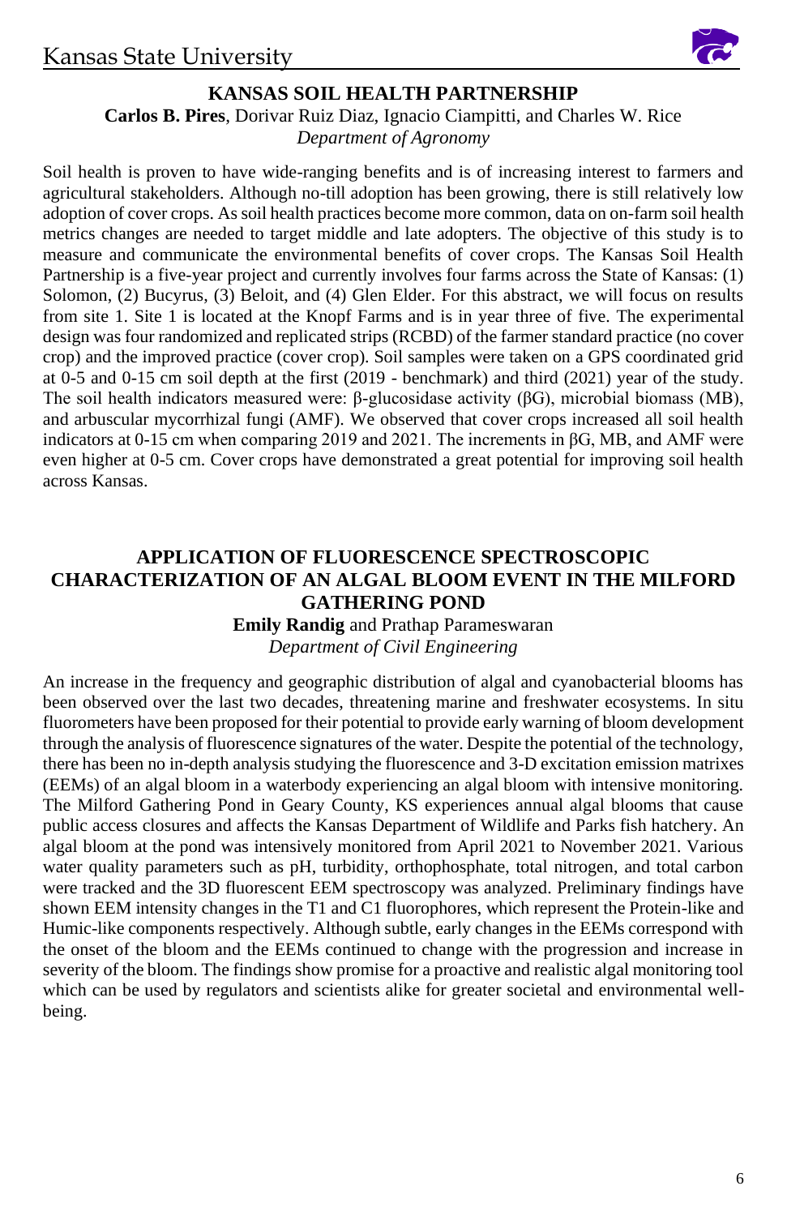## KANSAS SOIL HEALTH PARTNERSHIP

**Carlos B. Pires**, Dorivar Ruiz Diaz, Ignacio Ciampitti, and Charles W. Rice
*Department of Agronomy*

Soil health is proven to have wide-ranging benefits and is of increasing interest to farmers and agricultural stakeholders. Although no-till adoption has been growing, there is still relatively low adoption of cover crops. As soil health practices become more common, data on on-farm soil health metrics changes are needed to target middle and late adopters. The objective of this study is to measure and communicate the environmental benefits of cover crops. The Kansas Soil Health Partnership is a five-year project and currently involves four farms across the State of Kansas: (1) Solomon, (2) Bucyrus, (3) Beloit, and (4) Glen Elder. For this abstract, we will focus on results from site 1. Site 1 is located at the Knopf Farms and is in year three of five. The experimental design was four randomized and replicated strips (RCBD) of the farmer standard practice (no cover crop) and the improved practice (cover crop). Soil samples were taken on a GPS coordinated grid at 0-5 and 0-15 cm soil depth at the first (2019 - benchmark) and third (2021) year of the study. The soil health indicators measured were: β-glucosidase activity (βG), microbial biomass (MB), and arbuscular mycorrhizal fungi (AMF). We observed that cover crops increased all soil health indicators at 0-15 cm when comparing 2019 and 2021. The increments in βG, MB, and AMF were even higher at 0-5 cm. Cover crops have demonstrated a great potential for improving soil health across Kansas.

## APPLICATION OF FLUORESCENCE SPECTROSCOPIC CHARACTERIZATION OF AN ALGAL BLOOM EVENT IN THE MILFORD GATHERING POND

**Emily Randig** and Prathap Parameswaran
*Department of Civil Engineering*

An increase in the frequency and geographic distribution of algal and cyanobacterial blooms has been observed over the last two decades, threatening marine and freshwater ecosystems. In situ fluorometers have been proposed for their potential to provide early warning of bloom development through the analysis of fluorescence signatures of the water. Despite the potential of the technology, there has been no in-depth analysis studying the fluorescence and 3-D excitation emission matrixes (EEMs) of an algal bloom in a waterbody experiencing an algal bloom with intensive monitoring. The Milford Gathering Pond in Geary County, KS experiences annual algal blooms that cause public access closures and affects the Kansas Department of Wildlife and Parks fish hatchery. An algal bloom at the pond was intensively monitored from April 2021 to November 2021. Various water quality parameters such as pH, turbidity, orthophosphate, total nitrogen, and total carbon were tracked and the 3D fluorescent EEM spectroscopy was analyzed. Preliminary findings have shown EEM intensity changes in the T1 and C1 fluorophores, which represent the Protein-like and Humic-like components respectively. Although subtle, early changes in the EEMs correspond with the onset of the bloom and the EEMs continued to change with the progression and increase in severity of the bloom. The findings show promise for a proactive and realistic algal monitoring tool which can be used by regulators and scientists alike for greater societal and environmental well-being.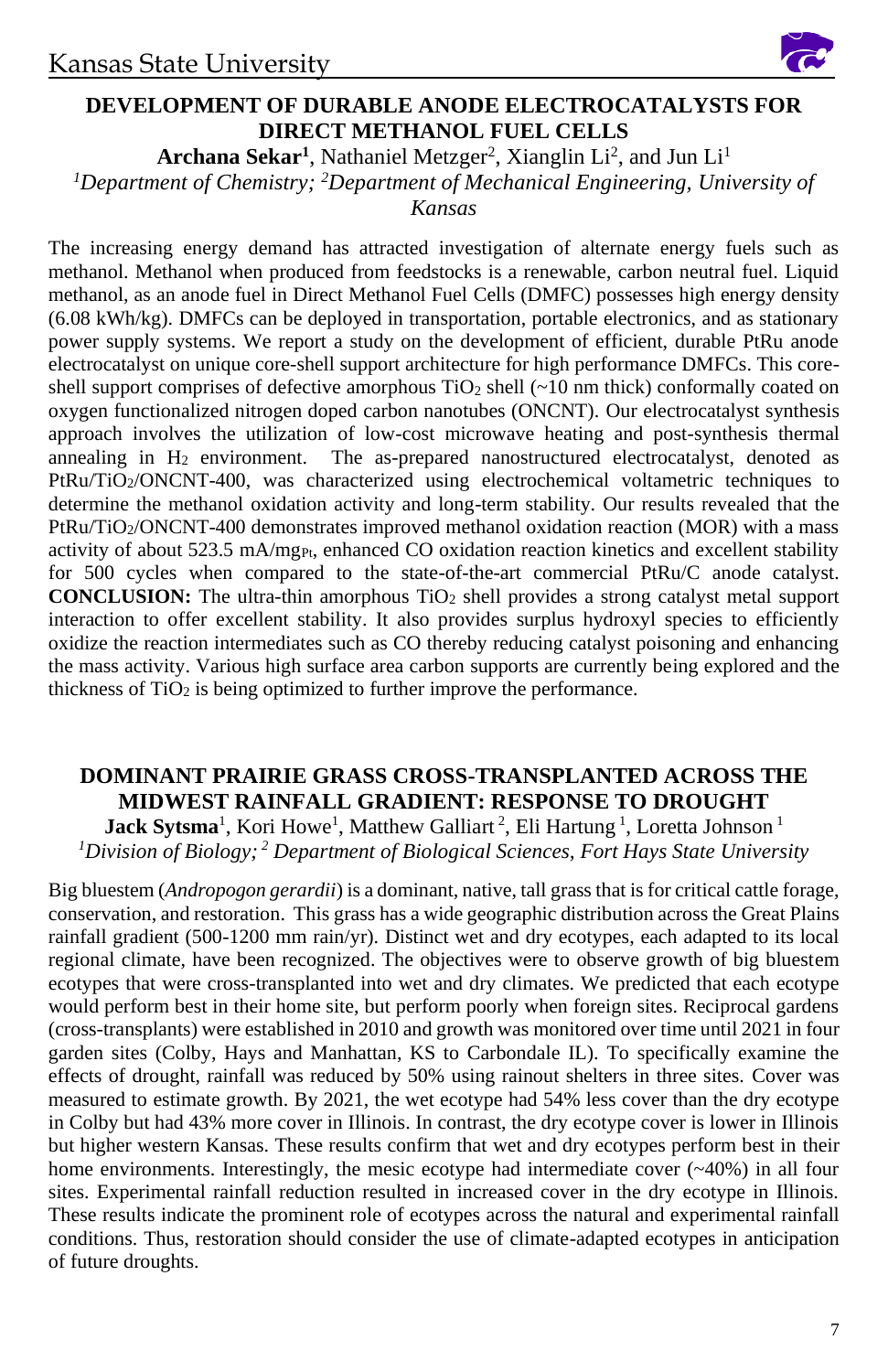## DEVELOPMENT OF DURABLE ANODE ELECTROCATALYSTS FOR DIRECT METHANOL FUEL CELLS

**Archana Sekar**[1], Nathaniel Metzger[2], Xianglin Li[2], and Jun Li[1]

[1]*Department of Chemistry;* [2]*Department of Mechanical Engineering, University of Kansas*

The increasing energy demand has attracted investigation of alternate energy fuels such as methanol. Methanol when produced from feedstocks is a renewable, carbon neutral fuel. Liquid methanol, as an anode fuel in Direct Methanol Fuel Cells (DMFC) possesses high energy density (6.08 kWh/kg). DMFCs can be deployed in transportation, portable electronics, and as stationary power supply systems. We report a study on the development of efficient, durable PtRu anode electrocatalyst on unique core-shell support architecture for high performance DMFCs. This core-shell support comprises of defective amorphous $TiO_2$ shell (~10 nm thick) conformally coated on oxygen functionalized nitrogen doped carbon nanotubes (ONCNT). Our electrocatalyst synthesis approach involves the utilization of low-cost microwave heating and post-synthesis thermal annealing in $H_2$ environment. The as-prepared nanostructured electrocatalyst, denoted as PtRu/$TiO_2$/ONCNT-400, was characterized using electrochemical voltametric techniques to determine the methanol oxidation activity and long-term stability. Our results revealed that the PtRu/$TiO_2$/ONCNT-400 demonstrates improved methanol oxidation reaction (MOR) with a mass activity of about 523.5 $mA/mg_{Pt}$, enhanced CO oxidation reaction kinetics and excellent stability for 500 cycles when compared to the state-of-the-art commercial PtRu/C anode catalyst. **CONCLUSION:** The ultra-thin amorphous $TiO_2$ shell provides a strong catalyst metal support interaction to offer excellent stability. It also provides surplus hydroxyl species to efficiently oxidize the reaction intermediates such as CO thereby reducing catalyst poisoning and enhancing the mass activity. Various high surface area carbon supports are currently being explored and the thickness of $TiO_2$ is being optimized to further improve the performance.

## DOMINANT PRAIRIE GRASS CROSS-TRANSPLANTED ACROSS THE MIDWEST RAINFALL GRADIENT: RESPONSE TO DROUGHT

**Jack Sytsma**[1], Kori Howe[1], Matthew Galliart[2], Eli Hartung[1], Loretta Johnson[1]

[1]*Division of Biology;* [2] *Department of Biological Sciences, Fort Hays State University*

Big bluestem (*Andropogon gerardii*) is a dominant, native, tall grass that is for critical cattle forage, conservation, and restoration. This grass has a wide geographic distribution across the Great Plains rainfall gradient (500-1200 mm rain/yr). Distinct wet and dry ecotypes, each adapted to its local regional climate, have been recognized. The objectives were to observe growth of big bluestem ecotypes that were cross-transplanted into wet and dry climates. We predicted that each ecotype would perform best in their home site, but perform poorly when foreign sites. Reciprocal gardens (cross-transplants) were established in 2010 and growth was monitored over time until 2021 in four garden sites (Colby, Hays and Manhattan, KS to Carbondale IL). To specifically examine the effects of drought, rainfall was reduced by 50% using rainout shelters in three sites. Cover was measured to estimate growth. By 2021, the wet ecotype had 54% less cover than the dry ecotype in Colby but had 43% more cover in Illinois. In contrast, the dry ecotype cover is lower in Illinois but higher western Kansas. These results confirm that wet and dry ecotypes perform best in their home environments. Interestingly, the mesic ecotype had intermediate cover (~40%) in all four sites. Experimental rainfall reduction resulted in increased cover in the dry ecotype in Illinois. These results indicate the prominent role of ecotypes across the natural and experimental rainfall conditions. Thus, restoration should consider the use of climate-adapted ecotypes in anticipation of future droughts.